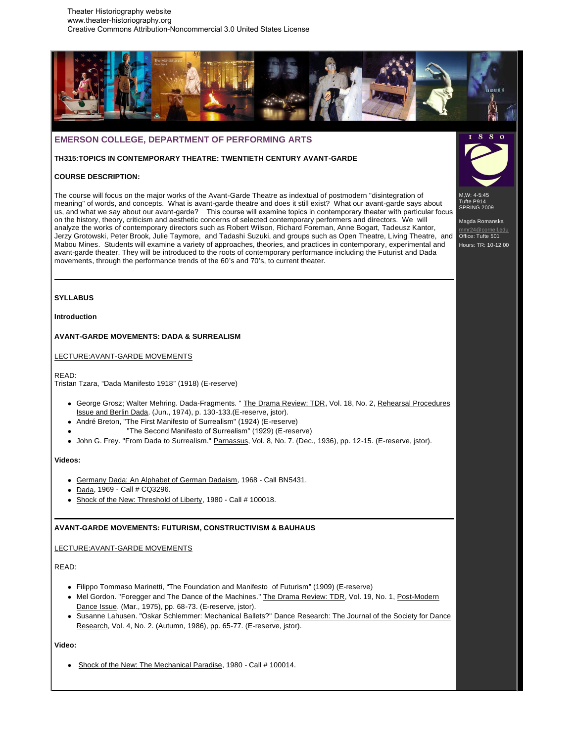Theater Historiography website
www.theater-historiography.org
Creative Commons Attribution-Noncommercial 3.0 United States License

## EMERSON COLLEGE, DEPARTMENT OF PERFORMING ARTS

M,W: 4-5:45
Tufte P914
SPRING 2009

Magda Romanska
mmr24@cornell.edu
Office: Tufte 501
Hours: TR: 10-12:00

**TH315:TOPICS IN CONTEMPORARY THEATRE: TWENTIETH CENTURY AVANT-GARDE**

**COURSE DESCRIPTION:**

The course will focus on the major works of the Avant-Garde Theatre as indextual of postmodern "disintegration of meaning" of words, and concepts. What is avant-garde theatre and does it still exist? What our avant-garde says about us, and what we say about our avant-garde? This course will examine topics in contemporary theater with particular focus on the history, theory, criticism and aesthetic concerns of selected contemporary performers and directors. We will analyze the works of contemporary directors such as Robert Wilson, Richard Foreman, Anne Bogart, Tadeusz Kantor, Jerzy Grotowski, Peter Brook, Julie Taymore, and Tadashi Suzuki, and groups such as Open Theatre, Living Theatre, and Mabou Mines. Students will examine a variety of approaches, theories, and practices in contemporary, experimental and avant-garde theater. They will be introduced to the roots of contemporary performance including the Futurist and Dada movements, through the performance trends of the 60's and 70's, to current theater.

---

**SYLLABUS**

**Introduction**

**AVANT-GARDE MOVEMENTS: DADA & SURREALISM**

LECTURE:AVANT-GARDE MOVEMENTS

READ:
Tristan Tzara, "Dada Manifesto 1918" (1918) (E-reserve)

- George Grosz; Walter Mehring. Dada-Fragments. " The Drama Review: TDR, Vol. 18, No. 2, Rehearsal Procedures Issue and Berlin Dada. (Jun., 1974), p. 130-133.(E-reserve, jstor).
- André Breton, "The First Manifesto of Surrealism" (1924) (E-reserve)
- "The Second Manifesto of Surrealism" (1929) (E-reserve)
- John G. Frey. "From Dada to Surrealism." Parnassus, Vol. 8, No. 7. (Dec., 1936), pp. 12-15. (E-reserve, jstor).

**Videos:**

- Germany Dada: An Alphabet of German Dadaism, 1968 - Call BN5431.
- Dada, 1969 - Call # CQ3296.
- Shock of the New: Threshold of Liberty, 1980 - Call # 100018.

---

**AVANT-GARDE MOVEMENTS: FUTURISM, CONSTRUCTIVISM & BAUHAUS**

LECTURE:AVANT-GARDE MOVEMENTS

READ:

- Filippo Tommaso Marinetti, "The Foundation and Manifesto of Futurism" (1909) (E-reserve)
- Mel Gordon. "Foregger and The Dance of the Machines." The Drama Review: TDR, Vol. 19, No. 1, Post-Modern Dance Issue. (Mar., 1975), pp. 68-73. (E-reserve, jstor).
- Susanne Lahusen. "Oskar Schlemmer: Mechanical Ballets?" Dance Research: The Journal of the Society for Dance Research, Vol. 4, No. 2. (Autumn, 1986), pp. 65-77. (E-reserve, jstor).

**Video:**

- Shock of the New: The Mechanical Paradise, 1980 - Call # 100014.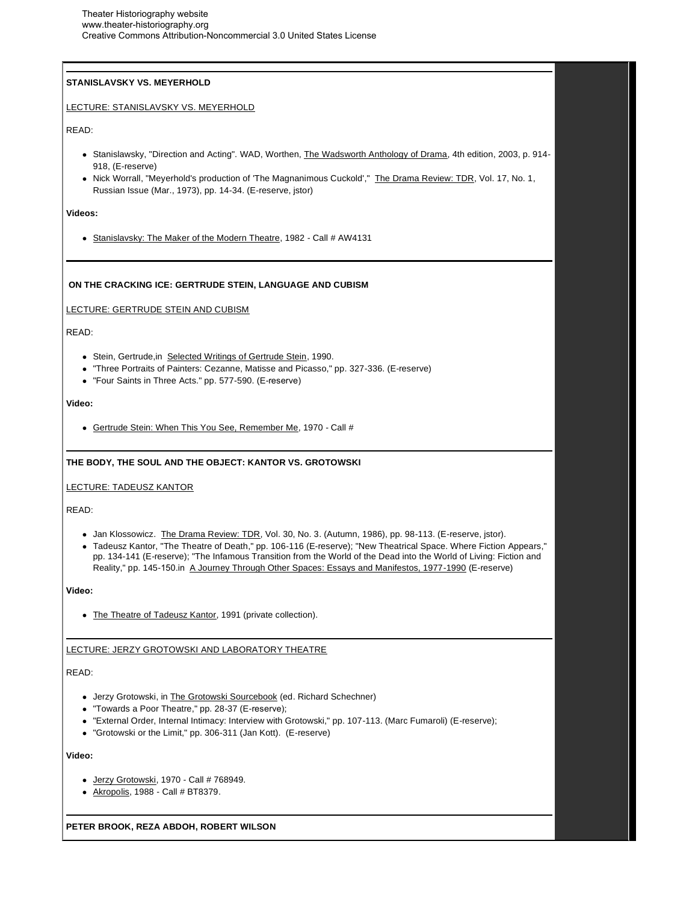## STANISLAVSKY VS. MEYERHOLD

LECTURE: STANISLAVSKY VS. MEYERHOLD

READ:

- Stanislawsky, "Direction and Acting". WAD, Worthen, The Wadsworth Anthology of Drama, 4th edition, 2003, p. 914-918, (E-reserve)
- Nick Worrall, "Meyerhold's production of 'The Magnanimous Cuckold'," The Drama Review: TDR, Vol. 17, No. 1, Russian Issue (Mar., 1973), pp. 14-34. (E-reserve, jstor)

**Videos:**

- Stanislavsky: The Maker of the Modern Theatre, 1982 - Call # AW4131

## ON THE CRACKING ICE: GERTRUDE STEIN, LANGUAGE AND CUBISM

LECTURE: GERTRUDE STEIN AND CUBISM

READ:

- Stein, Gertrude,in Selected Writings of Gertrude Stein, 1990.
- "Three Portraits of Painters: Cezanne, Matisse and Picasso," pp. 327-336. (E-reserve)
- "Four Saints in Three Acts." pp. 577-590. (E-reserve)

**Video:**

- Gertrude Stein: When This You See, Remember Me, 1970 - Call #

## THE BODY, THE SOUL AND THE OBJECT: KANTOR VS. GROTOWSKI

LECTURE: TADEUSZ KANTOR

READ:

- Jan Klossowicz. The Drama Review: TDR, Vol. 30, No. 3. (Autumn, 1986), pp. 98-113. (E-reserve, jstor).
- Tadeusz Kantor, "The Theatre of Death," pp. 106-116 (E-reserve); "New Theatrical Space. Where Fiction Appears," pp. 134-141 (E-reserve); "The Infamous Transition from the World of the Dead into the World of Living: Fiction and Reality," pp. 145-150.in A Journey Through Other Spaces: Essays and Manifestos, 1977-1990 (E-reserve)

**Video:**

- The Theatre of Tadeusz Kantor, 1991 (private collection).

LECTURE: JERZY GROTOWSKI AND LABORATORY THEATRE

READ:

- Jerzy Grotowski, in The Grotowski Sourcebook (ed. Richard Schechner)
- "Towards a Poor Theatre," pp. 28-37 (E-reserve);
- "External Order, Internal Intimacy: Interview with Grotowski," pp. 107-113. (Marc Fumaroli) (E-reserve);
- "Grotowski or the Limit," pp. 306-311 (Jan Kott). (E-reserve)

**Video:**

- Jerzy Grotowski, 1970 - Call # 768949.
- Akropolis, 1988 - Call # BT8379.

## PETER BROOK, REZA ABDOH, ROBERT WILSON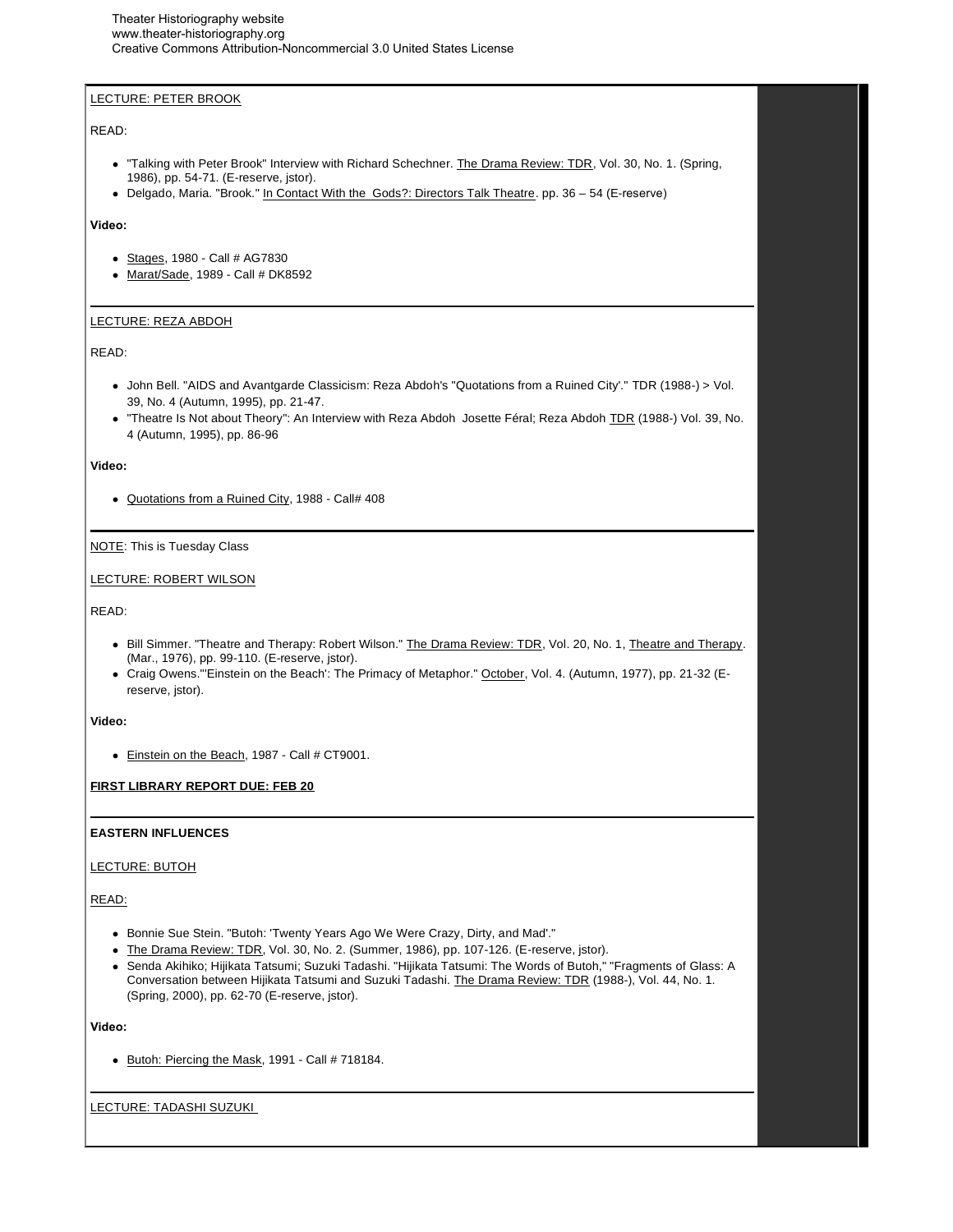LECTURE: PETER BROOK

READ:

- "Talking with Peter Brook" Interview with Richard Schechner. The Drama Review: TDR, Vol. 30, No. 1. (Spring, 1986), pp. 54-71. (E-reserve, jstor).
- Delgado, Maria. "Brook." In Contact With the Gods?: Directors Talk Theatre. pp. 36 – 54 (E-reserve)

**Video:**

- Stages, 1980 - Call # AG7830
- Marat/Sade, 1989 - Call # DK8592

---

LECTURE: REZA ABDOH

READ:

- John Bell. "AIDS and Avantgarde Classicism: Reza Abdoh's "Quotations from a Ruined City'." TDR (1988-) > Vol. 39, No. 4 (Autumn, 1995), pp. 21-47.
- "Theatre Is Not about Theory": An Interview with Reza Abdoh Josette Féral; Reza Abdoh TDR (1988-) Vol. 39, No. 4 (Autumn, 1995), pp. 86-96

**Video:**

- Quotations from a Ruined City, 1988 - Call# 408

---

NOTE: This is Tuesday Class

LECTURE: ROBERT WILSON

READ:

- Bill Simmer. "Theatre and Therapy: Robert Wilson." The Drama Review: TDR, Vol. 20, No. 1, Theatre and Therapy. (Mar., 1976), pp. 99-110. (E-reserve, jstor).
- Craig Owens."'Einstein on the Beach': The Primacy of Metaphor." October, Vol. 4. (Autumn, 1977), pp. 21-32 (E-reserve, jstor).

**Video:**

- Einstein on the Beach, 1987 - Call # CT9001.

**FIRST LIBRARY REPORT DUE: FEB 20**

---

**EASTERN INFLUENCES**

LECTURE: BUTOH

READ:

- Bonnie Sue Stein. "Butoh: 'Twenty Years Ago We Were Crazy, Dirty, and Mad'."
- The Drama Review: TDR, Vol. 30, No. 2. (Summer, 1986), pp. 107-126. (E-reserve, jstor).
- Senda Akihiko; Hijikata Tatsumi; Suzuki Tadashi. "Hijikata Tatsumi: The Words of Butoh," "Fragments of Glass: A Conversation between Hijikata Tatsumi and Suzuki Tadashi. The Drama Review: TDR (1988-), Vol. 44, No. 1. (Spring, 2000), pp. 62-70 (E-reserve, jstor).

**Video:**

- Butoh: Piercing the Mask, 1991 - Call # 718184.

---

LECTURE: TADASHI SUZUKI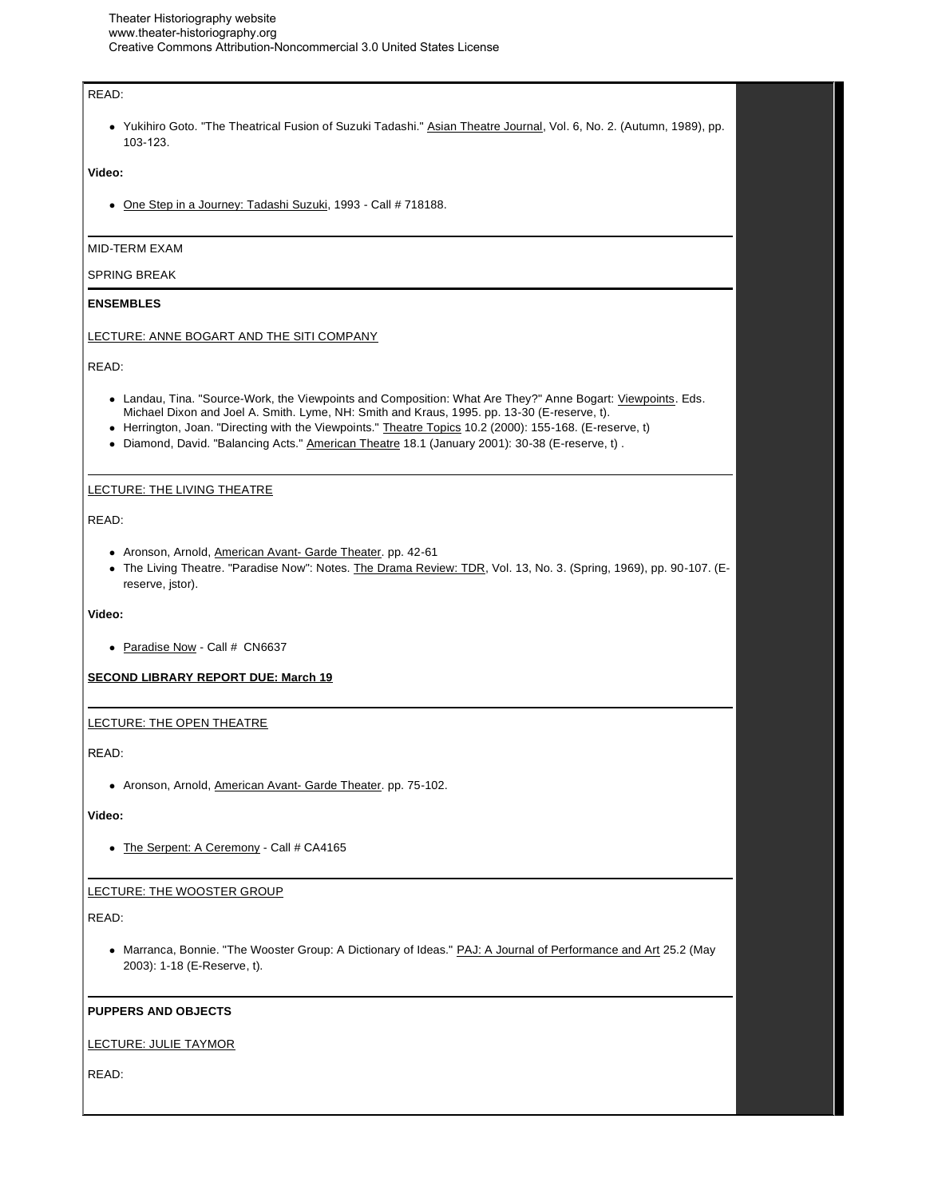READ:

- Yukihiro Goto. "The Theatrical Fusion of Suzuki Tadashi." Asian Theatre Journal, Vol. 6, No. 2. (Autumn, 1989), pp. 103-123.

**Video:**

- One Step in a Journey: Tadashi Suzuki, 1993 - Call # 718188.

---

MID-TERM EXAM

SPRING BREAK

---

**ENSEMBLES**

LECTURE: ANNE BOGART AND THE SITI COMPANY

READ:

- Landau, Tina. "Source-Work, the Viewpoints and Composition: What Are They?" Anne Bogart: Viewpoints. Eds. Michael Dixon and Joel A. Smith. Lyme, NH: Smith and Kraus, 1995. pp. 13-30 (E-reserve, t).
- Herrington, Joan. "Directing with the Viewpoints." Theatre Topics 10.2 (2000): 155-168. (E-reserve, t)
- Diamond, David. "Balancing Acts." American Theatre 18.1 (January 2001): 30-38 (E-reserve, t) .

---

LECTURE: THE LIVING THEATRE

READ:

- Aronson, Arnold, American Avant- Garde Theater. pp. 42-61
- The Living Theatre. "Paradise Now": Notes. The Drama Review: TDR, Vol. 13, No. 3. (Spring, 1969), pp. 90-107. (E-reserve, jstor).

**Video:**

- Paradise Now - Call # CN6637

**SECOND LIBRARY REPORT DUE: March 19**

---

LECTURE: THE OPEN THEATRE

READ:

- Aronson, Arnold, American Avant- Garde Theater. pp. 75-102.

**Video:**

- The Serpent: A Ceremony - Call # CA4165

---

LECTURE: THE WOOSTER GROUP

READ:

- Marranca, Bonnie. "The Wooster Group: A Dictionary of Ideas." PAJ: A Journal of Performance and Art 25.2 (May 2003): 1-18 (E-Reserve, t).

---

**PUPPERS AND OBJECTS**

LECTURE: JULIE TAYMOR

READ: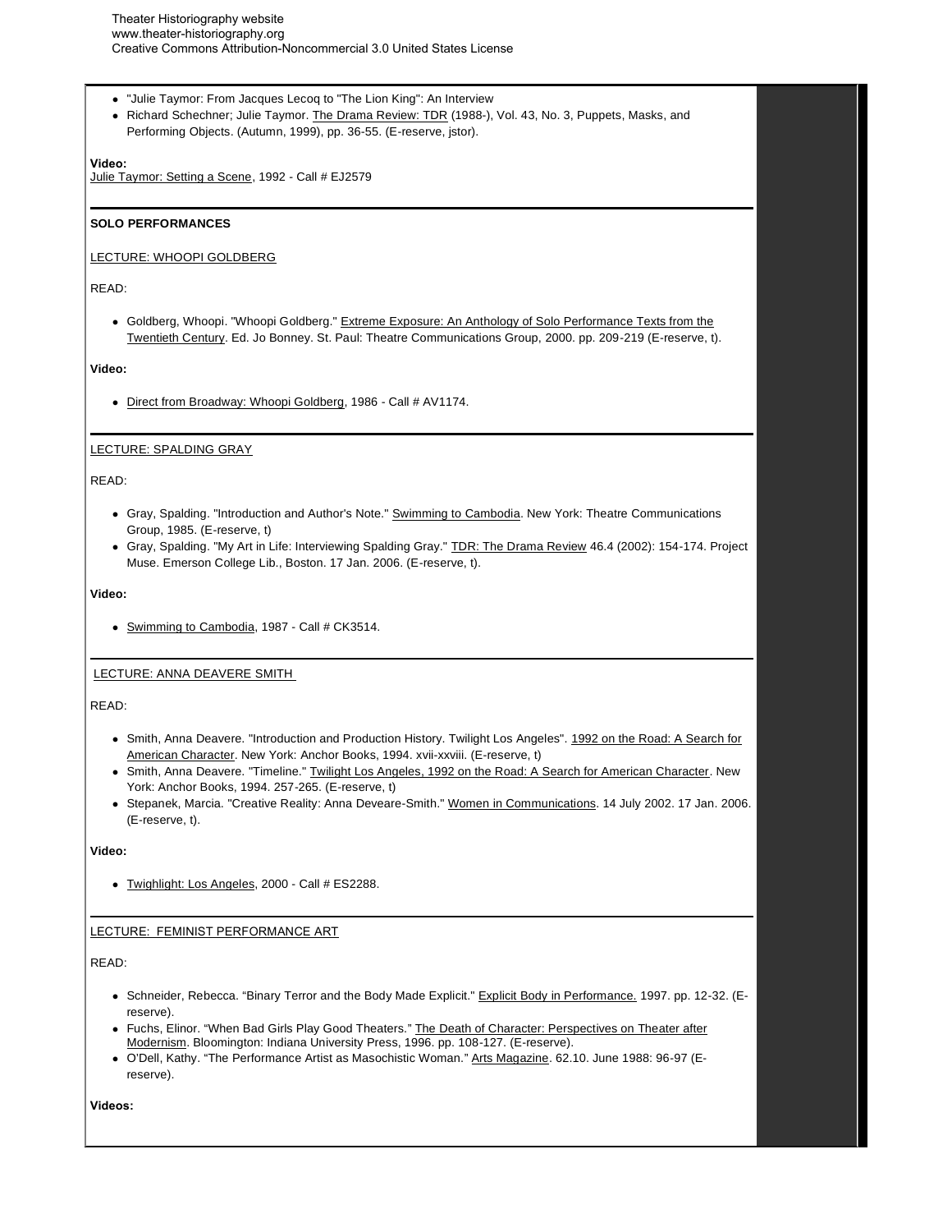- "Julie Taymor: From Jacques Lecoq to "The Lion King": An Interview
- Richard Schechner; Julie Taymor. The Drama Review: TDR (1988-), Vol. 43, No. 3, Puppets, Masks, and Performing Objects. (Autumn, 1999), pp. 36-55. (E-reserve, jstor).

**Video:**
Julie Taymor: Setting a Scene, 1992 - Call # EJ2579

---

**SOLO PERFORMANCES**

LECTURE: WHOOPI GOLDBERG

READ:

- Goldberg, Whoopi. "Whoopi Goldberg." Extreme Exposure: An Anthology of Solo Performance Texts from the Twentieth Century. Ed. Jo Bonney. St. Paul: Theatre Communications Group, 2000. pp. 209-219 (E-reserve, t).

**Video:**

- Direct from Broadway: Whoopi Goldberg, 1986 - Call # AV1174.

---

LECTURE: SPALDING GRAY

READ:

- Gray, Spalding. "Introduction and Author's Note." Swimming to Cambodia. New York: Theatre Communications Group, 1985. (E-reserve, t)
- Gray, Spalding. "My Art in Life: Interviewing Spalding Gray." TDR: The Drama Review 46.4 (2002): 154-174. Project Muse. Emerson College Lib., Boston. 17 Jan. 2006. (E-reserve, t).

**Video:**

- Swimming to Cambodia, 1987 - Call # CK3514.

---

LECTURE: ANNA DEAVERE SMITH

READ:

- Smith, Anna Deavere. "Introduction and Production History. Twilight Los Angeles". 1992 on the Road: A Search for American Character. New York: Anchor Books, 1994. xvii-xxviii. (E-reserve, t)
- Smith, Anna Deavere. "Timeline." Twilight Los Angeles, 1992 on the Road: A Search for American Character. New York: Anchor Books, 1994. 257-265. (E-reserve, t)
- Stepanek, Marcia. "Creative Reality: Anna Deveare-Smith." Women in Communications. 14 July 2002. 17 Jan. 2006. (E-reserve, t).

**Video:**

- Twighlight: Los Angeles, 2000 - Call # ES2288.

---

LECTURE: FEMINIST PERFORMANCE ART

READ:

- Schneider, Rebecca. "Binary Terror and the Body Made Explicit." Explicit Body in Performance. 1997. pp. 12-32. (E-reserve).
- Fuchs, Elinor. "When Bad Girls Play Good Theaters." The Death of Character: Perspectives on Theater after Modernism. Bloomington: Indiana University Press, 1996. pp. 108-127. (E-reserve).
- O'Dell, Kathy. "The Performance Artist as Masochistic Woman." Arts Magazine. 62.10. June 1988: 96-97 (E-reserve).

**Videos:**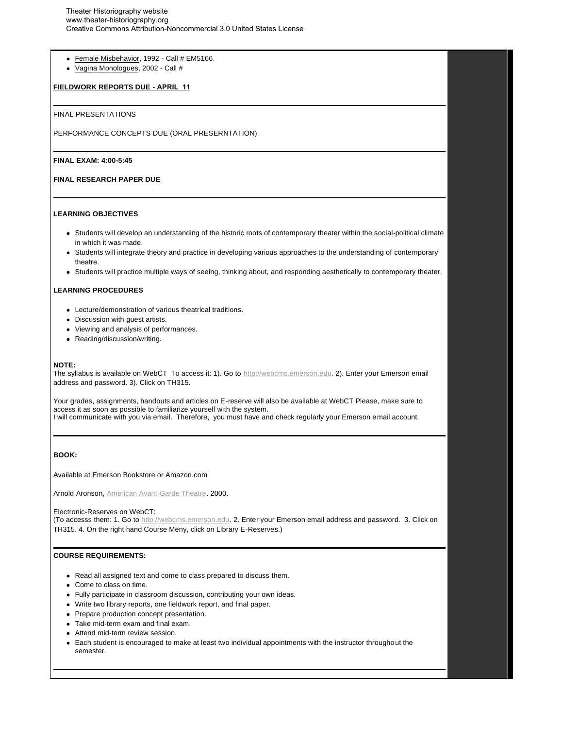- Female Misbehavior, 1992 - Call # EM5166.
- Vagina Monologues, 2002 - Call #

**FIELDWORK REPORTS DUE - APRIL 11**

---

FINAL PRESENTATIONS

PERFORMANCE CONCEPTS DUE (ORAL PRESERNTATION)

---

**FINAL EXAM: 4:00-5:45**

**FINAL RESEARCH PAPER DUE**

---

**LEARNING OBJECTIVES**

- Students will develop an understanding of the historic roots of contemporary theater within the social-political climate in which it was made.
- Students will integrate theory and practice in developing various approaches to the understanding of contemporary theatre.
- Students will practice multiple ways of seeing, thinking about, and responding aesthetically to contemporary theater.

**LEARNING PROCEDURES**

- Lecture/demonstration of various theatrical traditions.
- Discussion with guest artists.
- Viewing and analysis of performances.
- Reading/discussion/writing.

**NOTE:**
The syllabus is available on WebCT To access it: 1). Go to http://webcms.emerson.edu. 2). Enter your Emerson email address and password. 3). Click on TH315.

Your grades, assignments, handouts and articles on E-reserve will also be available at WebCT Please, make sure to access it as soon as possible to familiarize yourself with the system.
I will communicate with you via email. Therefore, you must have and check regularly your Emerson email account.

---

**BOOK:**

Available at Emerson Bookstore or Amazon.com

Arnold Aronson, American Avant-Garde Theatre. 2000.

Electronic-Reserves on WebCT:
(To accesss them: 1. Go to http://webcms.emerson.edu. 2. Enter your Emerson email address and password. 3. Click on TH315. 4. On the right hand Course Meny, click on Library E-Reserves.)

---

**COURSE REQUIREMENTS:**

- Read all assigned text and come to class prepared to discuss them.
- Come to class on time.
- Fully participate in classroom discussion, contributing your own ideas.
- Write two library reports, one fieldwork report, and final paper.
- Prepare production concept presentation.
- Take mid-term exam and final exam.
- Attend mid-term review session.
- Each student is encouraged to make at least two individual appointments with the instructor throughout the semester.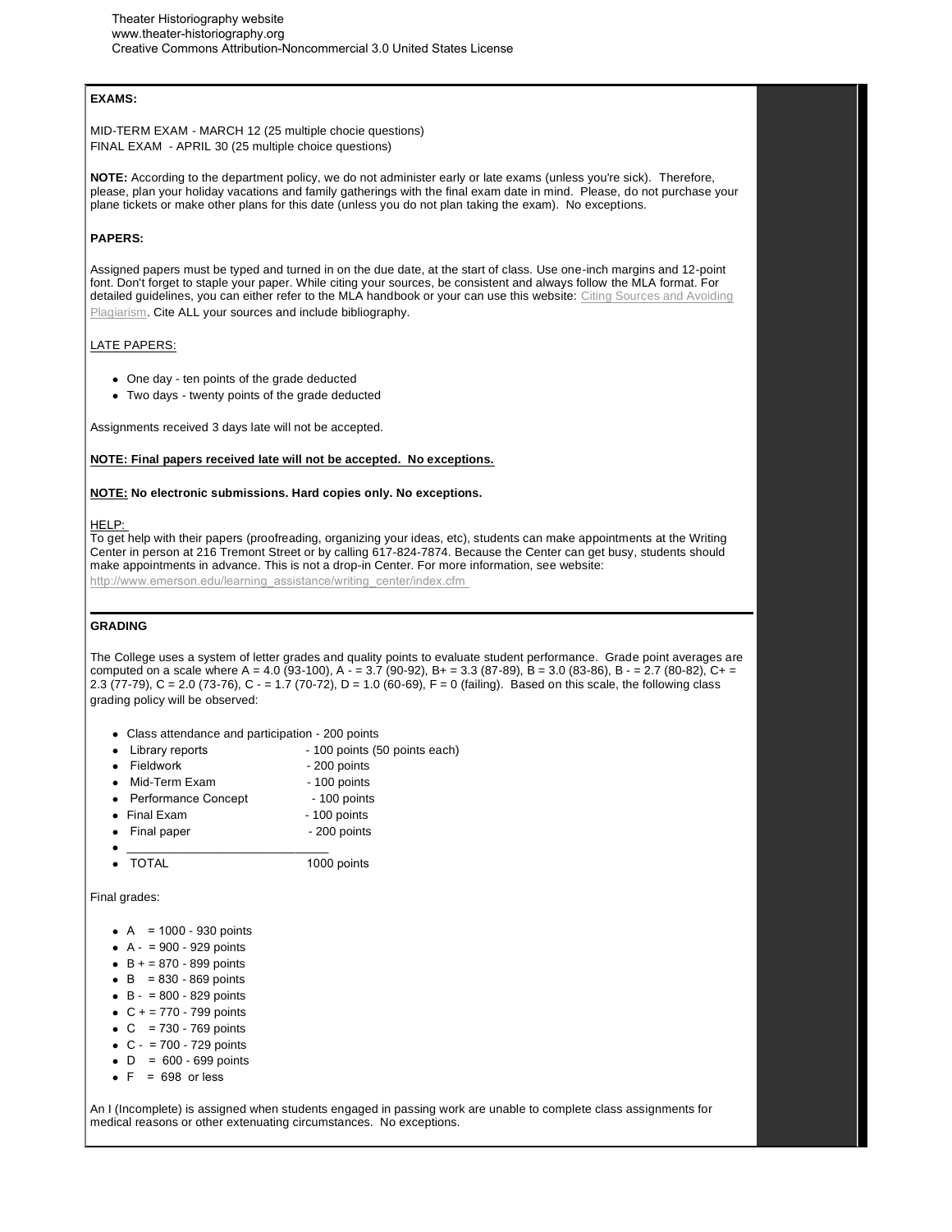**EXAMS:**

MID-TERM EXAM - MARCH 12 (25 multiple chocie questions)
FINAL EXAM - APRIL 30 (25 multiple choice questions)

**NOTE:** According to the department policy, we do not administer early or late exams (unless you're sick). Therefore, please, plan your holiday vacations and family gatherings with the final exam date in mind. Please, do not purchase your plane tickets or make other plans for this date (unless you do not plan taking the exam). No exceptions.

**PAPERS:**

Assigned papers must be typed and turned in on the due date, at the start of class. Use one-inch margins and 12-point font. Don't forget to staple your paper. While citing your sources, be consistent and always follow the MLA format. For detailed guidelines, you can either refer to the MLA handbook or your can use this website: Citing Sources and Avoiding Plagiarism. Cite ALL your sources and include bibliography.

LATE PAPERS:

- One day - ten points of the grade deducted
- Two days - twenty points of the grade deducted

Assignments received 3 days late will not be accepted.

**NOTE: Final papers received late will not be accepted. No exceptions.**

**NOTE: No electronic submissions. Hard copies only. No exceptions.**

HELP:
To get help with their papers (proofreading, organizing your ideas, etc), students can make appointments at the Writing Center in person at 216 Tremont Street or by calling 617-824-7874. Because the Center can get busy, students should make appointments in advance. This is not a drop-in Center. For more information, see website: http://www.emerson.edu/learning_assistance/writing_center/index.cfm

**GRADING**

The College uses a system of letter grades and quality points to evaluate student performance. Grade point averages are computed on a scale where A = 4.0 (93-100), A - = 3.7 (90-92), B+ = 3.3 (87-89), B = 3.0 (83-86), B - = 2.7 (80-82), C+ = 2.3 (77-79), C = 2.0 (73-76), C - = 1.7 (70-72), D = 1.0 (60-69), F = 0 (failing). Based on this scale, the following class grading policy will be observed:

- Class attendance and participation - 200 points
- Library reports - 100 points (50 points each)
- Fieldwork - 200 points
- Mid-Term Exam - 100 points
- Performance Concept - 100 points
- Final Exam - 100 points
- Final paper - 200 points
- \_\_\_\_\_\_\_\_\_\_\_\_\_\_\_\_\_\_\_\_\_\_\_\_\_\_\_\_\_\_
- TOTAL 1000 points

Final grades:

- A = 1000 - 930 points
- A - = 900 - 929 points
- B + = 870 - 899 points
- B = 830 - 869 points
- B - = 800 - 829 points
- C + = 770 - 799 points
- C = 730 - 769 points
- C - = 700 - 729 points
- D = 600 - 699 points
- F = 698 or less

An I (Incomplete) is assigned when students engaged in passing work are unable to complete class assignments for medical reasons or other extenuating circumstances. No exceptions.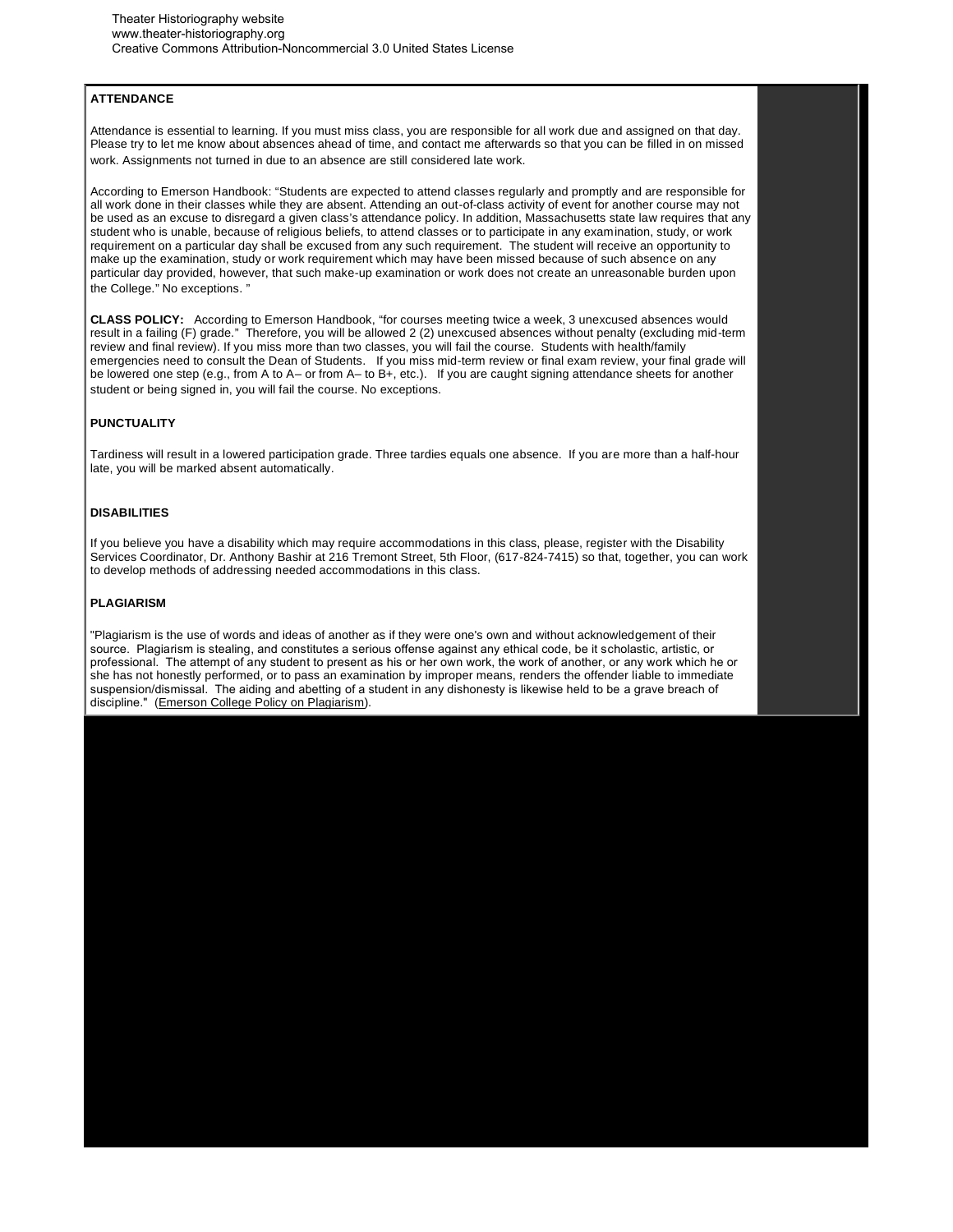**ATTENDANCE**

Attendance is essential to learning. If you must miss class, you are responsible for all work due and assigned on that day. Please try to let me know about absences ahead of time, and contact me afterwards so that you can be filled in on missed work. Assignments not turned in due to an absence are still considered late work.

According to Emerson Handbook: "Students are expected to attend classes regularly and promptly and are responsible for all work done in their classes while they are absent. Attending an out-of-class activity of event for another course may not be used as an excuse to disregard a given class's attendance policy. In addition, Massachusetts state law requires that any student who is unable, because of religious beliefs, to attend classes or to participate in any examination, study, or work requirement on a particular day shall be excused from any such requirement. The student will receive an opportunity to make up the examination, study or work requirement which may have been missed because of such absence on any particular day provided, however, that such make-up examination or work does not create an unreasonable burden upon the College." No exceptions. "

**CLASS POLICY:** According to Emerson Handbook, "for courses meeting twice a week, 3 unexcused absences would result in a failing (F) grade." Therefore, you will be allowed 2 (2) unexcused absences without penalty (excluding mid-term review and final review). If you miss more than two classes, you will fail the course. Students with health/family emergencies need to consult the Dean of Students. If you miss mid-term review or final exam review, your final grade will be lowered one step (e.g., from A to A– or from A– to B+, etc.). If you are caught signing attendance sheets for another student or being signed in, you will fail the course. No exceptions.

**PUNCTUALITY**

Tardiness will result in a lowered participation grade. Three tardies equals one absence. If you are more than a half-hour late, you will be marked absent automatically.

**DISABILITIES**

If you believe you have a disability which may require accommodations in this class, please, register with the Disability Services Coordinator, Dr. Anthony Bashir at 216 Tremont Street, 5th Floor, (617-824-7415) so that, together, you can work to develop methods of addressing needed accommodations in this class.

**PLAGIARISM**

"Plagiarism is the use of words and ideas of another as if they were one's own and without acknowledgement of their source. Plagiarism is stealing, and constitutes a serious offense against any ethical code, be it scholastic, artistic, or professional. The attempt of any student to present as his or her own work, the work of another, or any work which he or she has not honestly performed, or to pass an examination by improper means, renders the offender liable to immediate suspension/dismissal. The aiding and abetting of a student in any dishonesty is likewise held to be a grave breach of discipline." (Emerson College Policy on Plagiarism).